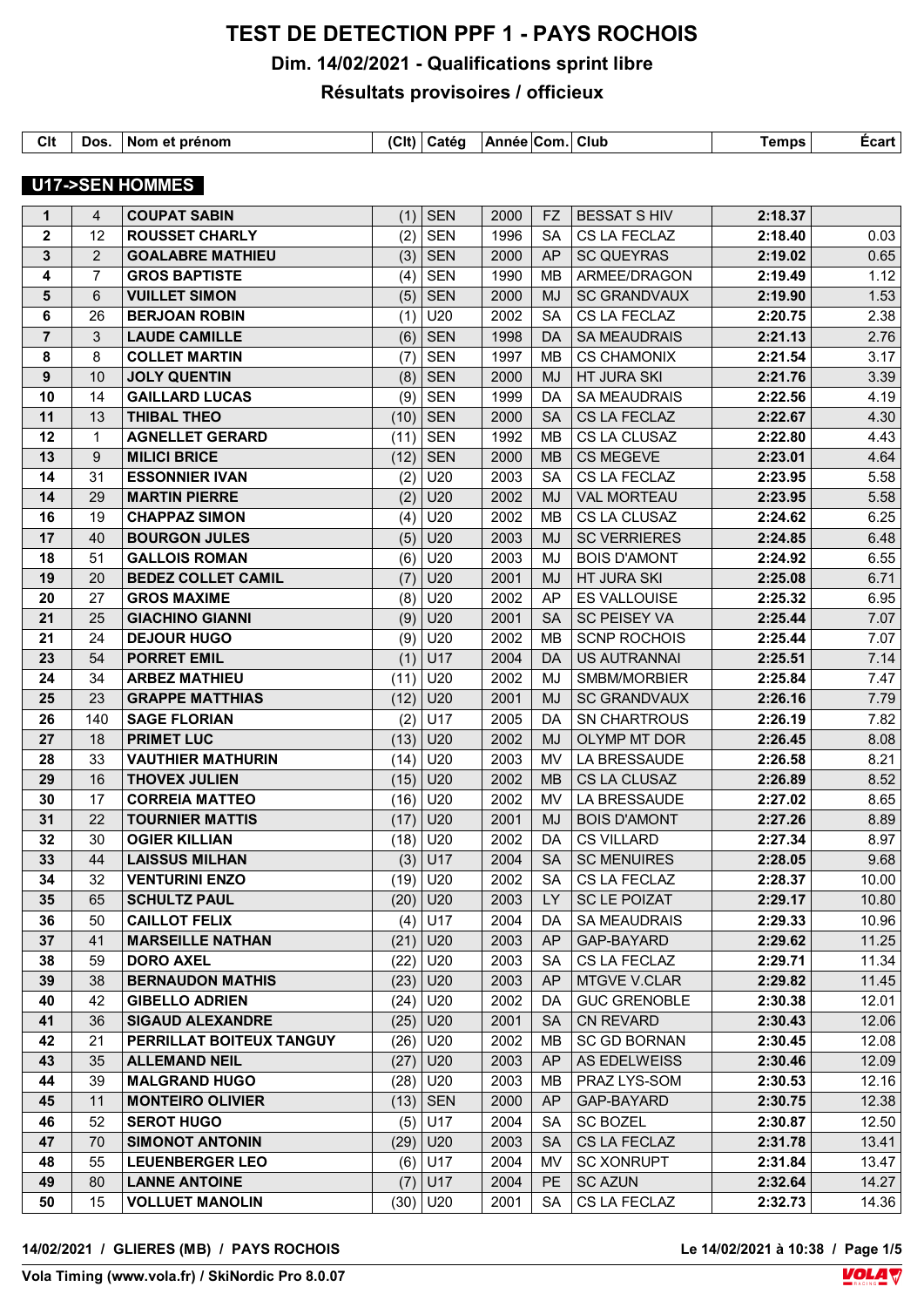# TEST DE DETECTION PPF 1 - PAYS ROCHOIS

## Dim. 14/02/2021 - Qualifications sprint libre

## Résultats provisoires / officieux

### U17->SEN HOMMES

| Clt | Dos. | Nom et prénom | (Clt) | Catég | Année | Com. | Club | Temps | Écart |
|---|---|---|---|---|---|---|---|---|---|
| 1 | 4 | COUPAT SABIN | (1) | SEN | 2000 | FZ | BESSAT S HIV | 2:18.37 | |
| 2 | 12 | ROUSSET CHARLY | (2) | SEN | 1996 | SA | CS LA FECLAZ | 2:18.40 | 0.03 |
| 3 | 2 | GOALABRE MATHIEU | (3) | SEN | 2000 | AP | SC QUEYRAS | 2:19.02 | 0.65 |
| 4 | 7 | GROS BAPTISTE | (4) | SEN | 1990 | MB | ARMEE/DRAGON | 2:19.49 | 1.12 |
| 5 | 6 | VUILLET SIMON | (5) | SEN | 2000 | MJ | SC GRANDVAUX | 2:19.90 | 1.53 |
| 6 | 26 | BERJOAN ROBIN | (1) | U20 | 2002 | SA | CS LA FECLAZ | 2:20.75 | 2.38 |
| 7 | 3 | LAUDE CAMILLE | (6) | SEN | 1998 | DA | SA MEAUDRAIS | 2:21.13 | 2.76 |
| 8 | 8 | COLLET MARTIN | (7) | SEN | 1997 | MB | CS CHAMONIX | 2:21.54 | 3.17 |
| 9 | 10 | JOLY QUENTIN | (8) | SEN | 2000 | MJ | HT JURA SKI | 2:21.76 | 3.39 |
| 10 | 14 | GAILLARD LUCAS | (9) | SEN | 1999 | DA | SA MEAUDRAIS | 2:22.56 | 4.19 |
| 11 | 13 | THIBAL THEO | (10) | SEN | 2000 | SA | CS LA FECLAZ | 2:22.67 | 4.30 |
| 12 | 1 | AGNELLET GERARD | (11) | SEN | 1992 | MB | CS LA CLUSAZ | 2:22.80 | 4.43 |
| 13 | 9 | MILICI BRICE | (12) | SEN | 2000 | MB | CS MEGEVE | 2:23.01 | 4.64 |
| 14 | 31 | ESSONNIER IVAN | (2) | U20 | 2003 | SA | CS LA FECLAZ | 2:23.95 | 5.58 |
| 14 | 29 | MARTIN PIERRE | (2) | U20 | 2002 | MJ | VAL MORTEAU | 2:23.95 | 5.58 |
| 16 | 19 | CHAPPAZ SIMON | (4) | U20 | 2002 | MB | CS LA CLUSAZ | 2:24.62 | 6.25 |
| 17 | 40 | BOURGON JULES | (5) | U20 | 2003 | MJ | SC VERRIERES | 2:24.85 | 6.48 |
| 18 | 51 | GALLOIS ROMAN | (6) | U20 | 2003 | MJ | BOIS D'AMONT | 2:24.92 | 6.55 |
| 19 | 20 | BEDEZ COLLET CAMIL | (7) | U20 | 2001 | MJ | HT JURA SKI | 2:25.08 | 6.71 |
| 20 | 27 | GROS MAXIME | (8) | U20 | 2002 | AP | ES VALLOUISE | 2:25.32 | 6.95 |
| 21 | 25 | GIACHINO GIANNI | (9) | U20 | 2001 | SA | SC PEISEY VA | 2:25.44 | 7.07 |
| 21 | 24 | DEJOUR HUGO | (9) | U20 | 2002 | MB | SCNP ROCHOIS | 2:25.44 | 7.07 |
| 23 | 54 | PORRET EMIL | (1) | U17 | 2004 | DA | US AUTRANNAI | 2:25.51 | 7.14 |
| 24 | 34 | ARBEZ MATHIEU | (11) | U20 | 2002 | MJ | SMBM/MORBIER | 2:25.84 | 7.47 |
| 25 | 23 | GRAPPE MATTHIAS | (12) | U20 | 2001 | MJ | SC GRANDVAUX | 2:26.16 | 7.79 |
| 26 | 140 | SAGE FLORIAN | (2) | U17 | 2005 | DA | SN CHARTROUS | 2:26.19 | 7.82 |
| 27 | 18 | PRIMET LUC | (13) | U20 | 2002 | MJ | OLYMP MT DOR | 2:26.45 | 8.08 |
| 28 | 33 | VAUTHIER MATHURIN | (14) | U20 | 2003 | MV | LA BRESSAUDE | 2:26.58 | 8.21 |
| 29 | 16 | THOVEX JULIEN | (15) | U20 | 2002 | MB | CS LA CLUSAZ | 2:26.89 | 8.52 |
| 30 | 17 | CORREIA MATTEO | (16) | U20 | 2002 | MV | LA BRESSAUDE | 2:27.02 | 8.65 |
| 31 | 22 | TOURNIER MATTIS | (17) | U20 | 2001 | MJ | BOIS D'AMONT | 2:27.26 | 8.89 |
| 32 | 30 | OGIER KILLIAN | (18) | U20 | 2002 | DA | CS VILLARD | 2:27.34 | 8.97 |
| 33 | 44 | LAISSUS MILHAN | (3) | U17 | 2004 | SA | SC MENUIRES | 2:28.05 | 9.68 |
| 34 | 32 | VENTURINI ENZO | (19) | U20 | 2002 | SA | CS LA FECLAZ | 2:28.37 | 10.00 |
| 35 | 65 | SCHULTZ PAUL | (20) | U20 | 2003 | LY | SC LE POIZAT | 2:29.17 | 10.80 |
| 36 | 50 | CAILLOT FELIX | (4) | U17 | 2004 | DA | SA MEAUDRAIS | 2:29.33 | 10.96 |
| 37 | 41 | MARSEILLE NATHAN | (21) | U20 | 2003 | AP | GAP-BAYARD | 2:29.62 | 11.25 |
| 38 | 59 | DORO AXEL | (22) | U20 | 2003 | SA | CS LA FECLAZ | 2:29.71 | 11.34 |
| 39 | 38 | BERNAUDON MATHIS | (23) | U20 | 2003 | AP | MTGVE V.CLAR | 2:29.82 | 11.45 |
| 40 | 42 | GIBELLO ADRIEN | (24) | U20 | 2002 | DA | GUC GRENOBLE | 2:30.38 | 12.01 |
| 41 | 36 | SIGAUD ALEXANDRE | (25) | U20 | 2001 | SA | CN REVARD | 2:30.43 | 12.06 |
| 42 | 21 | PERRILLAT BOITEUX TANGUY | (26) | U20 | 2002 | MB | SC GD BORNAN | 2:30.45 | 12.08 |
| 43 | 35 | ALLEMAND NEIL | (27) | U20 | 2003 | AP | AS EDELWEISS | 2:30.46 | 12.09 |
| 44 | 39 | MALGRAND HUGO | (28) | U20 | 2003 | MB | PRAZ LYS-SOM | 2:30.53 | 12.16 |
| 45 | 11 | MONTEIRO OLIVIER | (13) | SEN | 2000 | AP | GAP-BAYARD | 2:30.75 | 12.38 |
| 46 | 52 | SEROT HUGO | (5) | U17 | 2004 | SA | SC BOZEL | 2:30.87 | 12.50 |
| 47 | 70 | SIMONOT ANTONIN | (29) | U20 | 2003 | SA | CS LA FECLAZ | 2:31.78 | 13.41 |
| 48 | 55 | LEUENBERGER LEO | (6) | U17 | 2004 | MV | SC XONRUPT | 2:31.84 | 13.47 |
| 49 | 80 | LANNE ANTOINE | (7) | U17 | 2004 | PE | SC AZUN | 2:32.64 | 14.27 |
| 50 | 15 | VOLLUET MANOLIN | (30) | U20 | 2001 | SA | CS LA FECLAZ | 2:32.73 | 14.36 |

14/02/2021 / GLIERES (MB) / PAYS ROCHOIS

Le 14/02/2021 à 10:38

Vola Timing (www.vola.fr) / SkiNordic Pro 8.0.07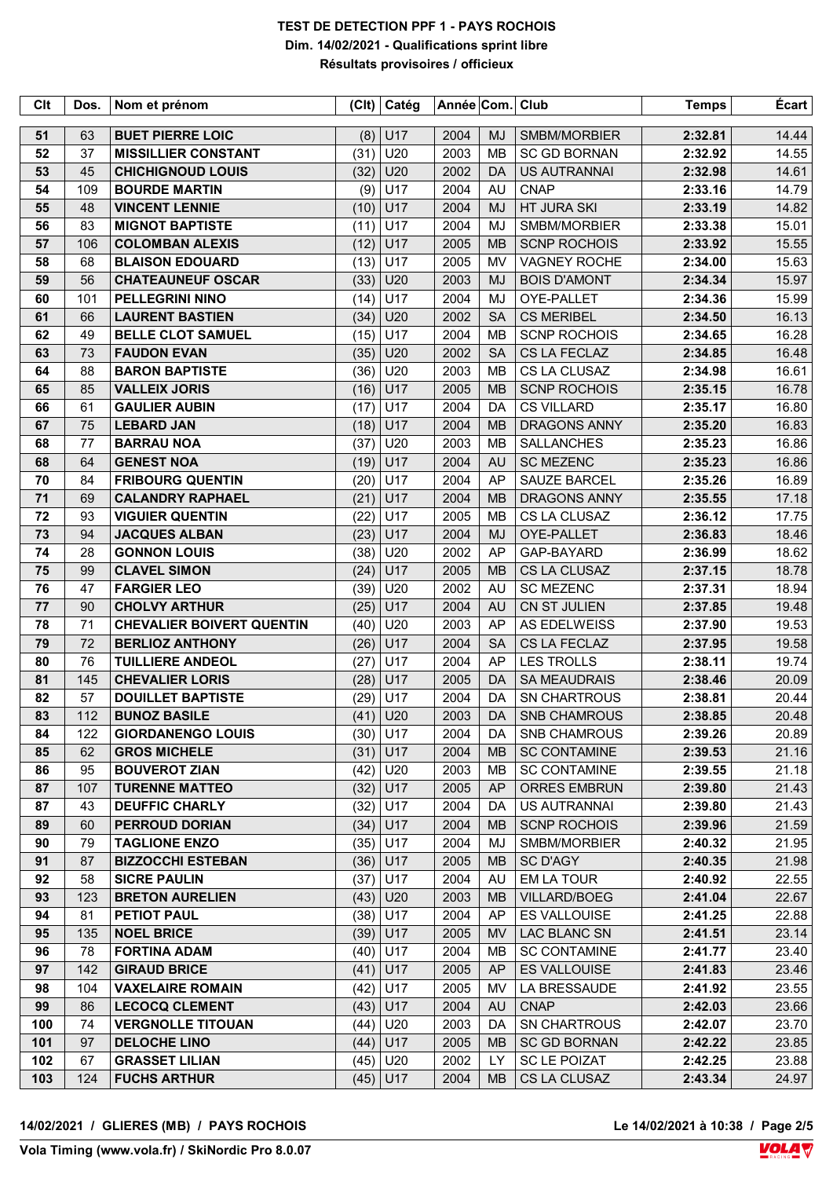# TEST DE DETECTION PPF 1 - PAYS ROCHOIS

**Dim. 14/02/2021 - Qualifications sprint libre**

**Résultats provisoires / officieux**

| Clt | Dos. | Nom et prénom | (Clt) | Catég | Année | Com. | Club | Temps | Écart |
|---|---|---|---|---|---|---|---|---|---|
| 51 | 63 | BUET PIERRE LOIC | (8) | U17 | 2004 | MJ | SMBM/MORBIER | 2:32.81 | 14.44 |
| 52 | 37 | MISSILLIER CONSTANT | (31) | U20 | 2003 | MB | SC GD BORNAN | 2:32.92 | 14.55 |
| 53 | 45 | CHICHIGNOUD LOUIS | (32) | U20 | 2002 | DA | US AUTRANNAI | 2:32.98 | 14.61 |
| 54 | 109 | BOURDE MARTIN | (9) | U17 | 2004 | AU | CNAP | 2:33.16 | 14.79 |
| 55 | 48 | VINCENT LENNIE | (10) | U17 | 2004 | MJ | HT JURA SKI | 2:33.19 | 14.82 |
| 56 | 83 | MIGNOT BAPTISTE | (11) | U17 | 2004 | MJ | SMBM/MORBIER | 2:33.38 | 15.01 |
| 57 | 106 | COLOMBAN ALEXIS | (12) | U17 | 2005 | MB | SCNP ROCHOIS | 2:33.92 | 15.55 |
| 58 | 68 | BLAISON EDOUARD | (13) | U17 | 2005 | MV | VAGNEY ROCHE | 2:34.00 | 15.63 |
| 59 | 56 | CHATEAUNEUF OSCAR | (33) | U20 | 2003 | MJ | BOIS D'AMONT | 2:34.34 | 15.97 |
| 60 | 101 | PELLEGRINI NINO | (14) | U17 | 2004 | MJ | OYE-PALLET | 2:34.36 | 15.99 |
| 61 | 66 | LAURENT BASTIEN | (34) | U20 | 2002 | SA | CS MERIBEL | 2:34.50 | 16.13 |
| 62 | 49 | BELLE CLOT SAMUEL | (15) | U17 | 2004 | MB | SCNP ROCHOIS | 2:34.65 | 16.28 |
| 63 | 73 | FAUDON EVAN | (35) | U20 | 2002 | SA | CS LA FECLAZ | 2:34.85 | 16.48 |
| 64 | 88 | BARON BAPTISTE | (36) | U20 | 2003 | MB | CS LA CLUSAZ | 2:34.98 | 16.61 |
| 65 | 85 | VALLEIX JORIS | (16) | U17 | 2005 | MB | SCNP ROCHOIS | 2:35.15 | 16.78 |
| 66 | 61 | GAULIER AUBIN | (17) | U17 | 2004 | DA | CS VILLARD | 2:35.17 | 16.80 |
| 67 | 75 | LEBARD JAN | (18) | U17 | 2004 | MB | DRAGONS ANNY | 2:35.20 | 16.83 |
| 68 | 77 | BARRAU NOA | (37) | U20 | 2003 | MB | SALLANCHES | 2:35.23 | 16.86 |
| 68 | 64 | GENEST NOA | (19) | U17 | 2004 | AU | SC MEZENC | 2:35.23 | 16.86 |
| 70 | 84 | FRIBOURG QUENTIN | (20) | U17 | 2004 | AP | SAUZE BARCEL | 2:35.26 | 16.89 |
| 71 | 69 | CALANDRY RAPHAEL | (21) | U17 | 2004 | MB | DRAGONS ANNY | 2:35.55 | 17.18 |
| 72 | 93 | VIGUIER QUENTIN | (22) | U17 | 2005 | MB | CS LA CLUSAZ | 2:36.12 | 17.75 |
| 73 | 94 | JACQUES ALBAN | (23) | U17 | 2004 | MJ | OYE-PALLET | 2:36.83 | 18.46 |
| 74 | 28 | GONNON LOUIS | (38) | U20 | 2002 | AP | GAP-BAYARD | 2:36.99 | 18.62 |
| 75 | 99 | CLAVEL SIMON | (24) | U17 | 2005 | MB | CS LA CLUSAZ | 2:37.15 | 18.78 |
| 76 | 47 | FARGIER LEO | (39) | U20 | 2002 | AU | SC MEZENC | 2:37.31 | 18.94 |
| 77 | 90 | CHOLVY ARTHUR | (25) | U17 | 2004 | AU | CN ST JULIEN | 2:37.85 | 19.48 |
| 78 | 71 | CHEVALIER BOIVERT QUENTIN | (40) | U20 | 2003 | AP | AS EDELWEISS | 2:37.90 | 19.53 |
| 79 | 72 | BERLIOZ ANTHONY | (26) | U17 | 2004 | SA | CS LA FECLAZ | 2:37.95 | 19.58 |
| 80 | 76 | TUILLIERE ANDEOL | (27) | U17 | 2004 | AP | LES TROLLS | 2:38.11 | 19.74 |
| 81 | 145 | CHEVALIER LORIS | (28) | U17 | 2005 | DA | SA MEAUDRAIS | 2:38.46 | 20.09 |
| 82 | 57 | DOUILLET BAPTISTE | (29) | U17 | 2004 | DA | SN CHARTROUS | 2:38.81 | 20.44 |
| 83 | 112 | BUNOZ BASILE | (41) | U20 | 2003 | DA | SNB CHAMROUS | 2:38.85 | 20.48 |
| 84 | 122 | GIORDANENGO LOUIS | (30) | U17 | 2004 | DA | SNB CHAMROUS | 2:39.26 | 20.89 |
| 85 | 62 | GROS MICHELE | (31) | U17 | 2004 | MB | SC CONTAMINE | 2:39.53 | 21.16 |
| 86 | 95 | BOUVEROT ZIAN | (42) | U20 | 2003 | MB | SC CONTAMINE | 2:39.55 | 21.18 |
| 87 | 107 | TURENNE MATTEO | (32) | U17 | 2005 | AP | ORRES EMBRUN | 2:39.80 | 21.43 |
| 87 | 43 | DEUFFIC CHARLY | (32) | U17 | 2004 | DA | US AUTRANNAI | 2:39.80 | 21.43 |
| 89 | 60 | PERROUD DORIAN | (34) | U17 | 2004 | MB | SCNP ROCHOIS | 2:39.96 | 21.59 |
| 90 | 79 | TAGLIONE ENZO | (35) | U17 | 2004 | MJ | SMBM/MORBIER | 2:40.32 | 21.95 |
| 91 | 87 | BIZZOCCHI ESTEBAN | (36) | U17 | 2005 | MB | SC D'AGY | 2:40.35 | 21.98 |
| 92 | 58 | SICRE PAULIN | (37) | U17 | 2004 | AU | EM LA TOUR | 2:40.92 | 22.55 |
| 93 | 123 | BRETON AURELIEN | (43) | U20 | 2003 | MB | VILLARD/BOEG | 2:41.04 | 22.67 |
| 94 | 81 | PETIOT PAUL | (38) | U17 | 2004 | AP | ES VALLOUISE | 2:41.25 | 22.88 |
| 95 | 135 | NOEL BRICE | (39) | U17 | 2005 | MV | LAC BLANC SN | 2:41.51 | 23.14 |
| 96 | 78 | FORTINA ADAM | (40) | U17 | 2004 | MB | SC CONTAMINE | 2:41.77 | 23.40 |
| 97 | 142 | GIRAUD BRICE | (41) | U17 | 2005 | AP | ES VALLOUISE | 2:41.83 | 23.46 |
| 98 | 104 | VAXELAIRE ROMAIN | (42) | U17 | 2005 | MV | LA BRESSAUDE | 2:41.92 | 23.55 |
| 99 | 86 | LECOCQ CLEMENT | (43) | U17 | 2004 | AU | CNAP | 2:42.03 | 23.66 |
| 100 | 74 | VERGNOLLE TITOUAN | (44) | U20 | 2003 | DA | SN CHARTROUS | 2:42.07 | 23.70 |
| 101 | 97 | DELOCHE LINO | (44) | U17 | 2005 | MB | SC GD BORNAN | 2:42.22 | 23.85 |
| 102 | 67 | GRASSET LILIAN | (45) | U20 | 2002 | LY | SC LE POIZAT | 2:42.25 | 23.88 |
| 103 | 124 | FUCHS ARTHUR | (45) | U17 | 2004 | MB | CS LA CLUSAZ | 2:43.34 | 24.97 |

14/02/2021 / GLIERES (MB) / PAYS ROCHOIS — Le 14/02/2021 à 10:38

Vola Timing (www.vola.fr) / SkiNordic Pro 8.0.07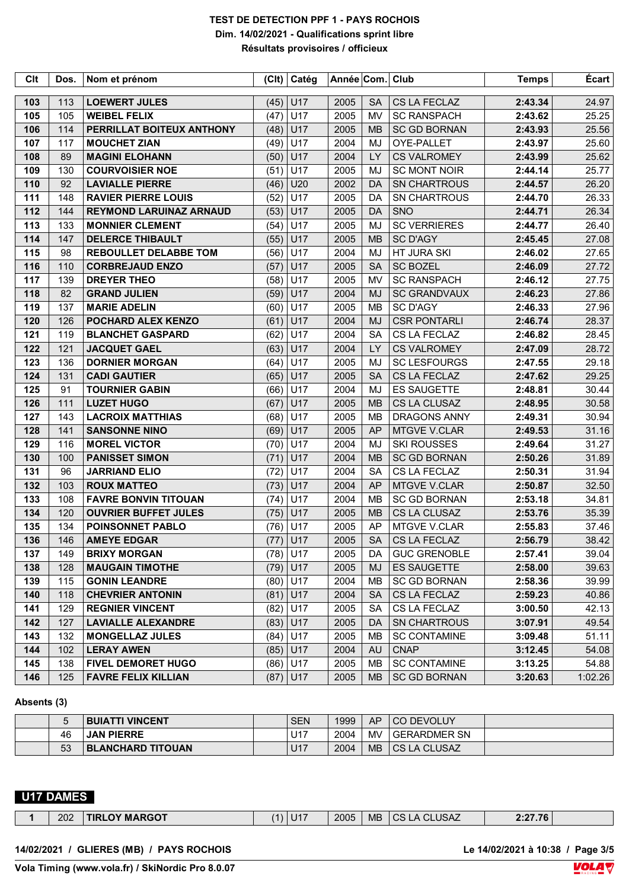# TEST DE DETECTION PPF 1 - PAYS ROCHOIS

**Dim. 14/02/2021 - Qualifications sprint libre**

**Résultats provisoires / officieux**

| Clt | Dos. | Nom et prénom | (Clt) | Catég | Année | Com. | Club | Temps | Écart |
|---|---|---|---|---|---|---|---|---|---|
| **103** | 113 | **LOEWERT JULES** | (45) | U17 | 2005 | SA | CS LA FECLAZ | **2:43.34** | 24.97 |
| **105** | 105 | **WEIBEL FELIX** | (47) | U17 | 2005 | MV | SC RANSPACH | **2:43.62** | 25.25 |
| **106** | 114 | **PERRILLAT BOITEUX ANTHONY** | (48) | U17 | 2005 | MB | SC GD BORNAN | **2:43.93** | 25.56 |
| **107** | 117 | **MOUCHET ZIAN** | (49) | U17 | 2004 | MJ | OYE-PALLET | **2:43.97** | 25.60 |
| **108** | 89 | **MAGINI ELOHANN** | (50) | U17 | 2004 | LY | CS VALROMEY | **2:43.99** | 25.62 |
| **109** | 130 | **COURVOISIER NOE** | (51) | U17 | 2005 | MJ | SC MONT NOIR | **2:44.14** | 25.77 |
| **110** | 92 | **LAVIALLE PIERRE** | (46) | U20 | 2002 | DA | SN CHARTROUS | **2:44.57** | 26.20 |
| **111** | 148 | **RAVIER PIERRE LOUIS** | (52) | U17 | 2005 | DA | SN CHARTROUS | **2:44.70** | 26.33 |
| **112** | 144 | **REYMOND LARUINAZ ARNAUD** | (53) | U17 | 2005 | DA | SNO | **2:44.71** | 26.34 |
| **113** | 133 | **MONNIER CLEMENT** | (54) | U17 | 2005 | MJ | SC VERRIERES | **2:44.77** | 26.40 |
| **114** | 147 | **DELERCE THIBAULT** | (55) | U17 | 2005 | MB | SC D'AGY | **2:45.45** | 27.08 |
| **115** | 98 | **REBOULLET DELABBE TOM** | (56) | U17 | 2004 | MJ | HT JURA SKI | **2:46.02** | 27.65 |
| **116** | 110 | **CORBREJAUD ENZO** | (57) | U17 | 2005 | SA | SC BOZEL | **2:46.09** | 27.72 |
| **117** | 139 | **DREYER THEO** | (58) | U17 | 2005 | MV | SC RANSPACH | **2:46.12** | 27.75 |
| **118** | 82 | **GRAND JULIEN** | (59) | U17 | 2004 | MJ | SC GRANDVAUX | **2:46.23** | 27.86 |
| **119** | 137 | **MARIE ADELIN** | (60) | U17 | 2005 | MB | SC D'AGY | **2:46.33** | 27.96 |
| **120** | 126 | **POCHARD ALEX KENZO** | (61) | U17 | 2004 | MJ | CSR PONTARLI | **2:46.74** | 28.37 |
| **121** | 119 | **BLANCHET GASPARD** | (62) | U17 | 2004 | SA | CS LA FECLAZ | **2:46.82** | 28.45 |
| **122** | 121 | **JACQUET GAEL** | (63) | U17 | 2004 | LY | CS VALROMEY | **2:47.09** | 28.72 |
| **123** | 136 | **DORNIER MORGAN** | (64) | U17 | 2005 | MJ | SC LESFOURGS | **2:47.55** | 29.18 |
| **124** | 131 | **CADI GAUTIER** | (65) | U17 | 2005 | SA | CS LA FECLAZ | **2:47.62** | 29.25 |
| **125** | 91 | **TOURNIER GABIN** | (66) | U17 | 2004 | MJ | ES SAUGETTE | **2:48.81** | 30.44 |
| **126** | 111 | **LUZET HUGO** | (67) | U17 | 2005 | MB | CS LA CLUSAZ | **2:48.95** | 30.58 |
| **127** | 143 | **LACROIX MATTHIAS** | (68) | U17 | 2005 | MB | DRAGONS ANNY | **2:49.31** | 30.94 |
| **128** | 141 | **SANSONNE NINO** | (69) | U17 | 2005 | AP | MTGVE V.CLAR | **2:49.53** | 31.16 |
| **129** | 116 | **MOREL VICTOR** | (70) | U17 | 2004 | MJ | SKI ROUSSES | **2:49.64** | 31.27 |
| **130** | 100 | **PANISSET SIMON** | (71) | U17 | 2004 | MB | SC GD BORNAN | **2:50.26** | 31.89 |
| **131** | 96 | **JARRIAND ELIO** | (72) | U17 | 2004 | SA | CS LA FECLAZ | **2:50.31** | 31.94 |
| **132** | 103 | **ROUX MATTEO** | (73) | U17 | 2004 | AP | MTGVE V.CLAR | **2:50.87** | 32.50 |
| **133** | 108 | **FAVRE BONVIN TITOUAN** | (74) | U17 | 2004 | MB | SC GD BORNAN | **2:53.18** | 34.81 |
| **134** | 120 | **OUVRIER BUFFET JULES** | (75) | U17 | 2005 | MB | CS LA CLUSAZ | **2:53.76** | 35.39 |
| **135** | 134 | **POINSONNET PABLO** | (76) | U17 | 2005 | AP | MTGVE V.CLAR | **2:55.83** | 37.46 |
| **136** | 146 | **AMEYE EDGAR** | (77) | U17 | 2005 | SA | CS LA FECLAZ | **2:56.79** | 38.42 |
| **137** | 149 | **BRIXY MORGAN** | (78) | U17 | 2005 | DA | GUC GRENOBLE | **2:57.41** | 39.04 |
| **138** | 128 | **MAUGAIN TIMOTHE** | (79) | U17 | 2005 | MJ | ES SAUGETTE | **2:58.00** | 39.63 |
| **139** | 115 | **GONIN LEANDRE** | (80) | U17 | 2004 | MB | SC GD BORNAN | **2:58.36** | 39.99 |
| **140** | 118 | **CHEVRIER ANTONIN** | (81) | U17 | 2004 | SA | CS LA FECLAZ | **2:59.23** | 40.86 |
| **141** | 129 | **REGNIER VINCENT** | (82) | U17 | 2005 | SA | CS LA FECLAZ | **3:00.50** | 42.13 |
| **142** | 127 | **LAVIALLE ALEXANDRE** | (83) | U17 | 2005 | DA | SN CHARTROUS | **3:07.91** | 49.54 |
| **143** | 132 | **MONGELLAZ JULES** | (84) | U17 | 2005 | MB | SC CONTAMINE | **3:09.48** | 51.11 |
| **144** | 102 | **LERAY AWEN** | (85) | U17 | 2004 | AU | CNAP | **3:12.45** | 54.08 |
| **145** | 138 | **FIVEL DEMORET HUGO** | (86) | U17 | 2005 | MB | SC CONTAMINE | **3:13.25** | 54.88 |
| **146** | 125 | **FAVRE FELIX KILLIAN** | (87) | U17 | 2005 | MB | SC GD BORNAN | **3:20.63** | 1:02.26 |

**Absents (3)**

| Clt | Dos. | Nom et prénom | (Clt) | Catég | Année | Com. | Club | Temps |
|---|---|---|---|---|---|---|---|---|
| | 5 | **BUIATTI VINCENT** | | SEN | 1999 | AP | CO DEVOLUY | |
| | 46 | **JAN PIERRE** | | U17 | 2004 | MV | GERARDMER SN | |
| | 53 | **BLANCHARD TITOUAN** | | U17 | 2004 | MB | CS LA CLUSAZ | |

## U17 DAMES

| Clt | Dos. | Nom et prénom | (Clt) | Catég | Année | Com. | Club | Temps | Écart |
|---|---|---|---|---|---|---|---|---|---|
| **1** | 202 | **TIRLOY MARGOT** | (1) | U17 | 2005 | MB | CS LA CLUSAZ | **2:27.76** | |

14/02/2021 / GLIERES (MB) / PAYS ROCHOIS — Le 14/02/2021 à 10:38

Vola Timing (www.vola.fr) / SkiNordic Pro 8.0.07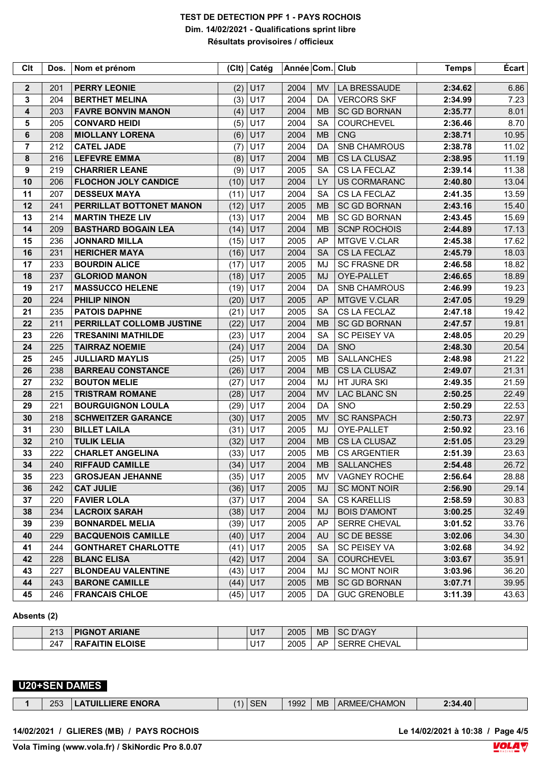**TEST DE DETECTION PPF 1 - PAYS ROCHOIS**
**Dim. 14/02/2021 - Qualifications sprint libre**
**Résultats provisoires / officieux**

| Clt | Dos. | Nom et prénom | (Clt) | Catég | Année | Com. | Club | Temps | Écart |
|---|---|---|---|---|---|---|---|---|---|
| 2 | 201 | PERRY LEONIE | (2) | U17 | 2004 | MV | LA BRESSAUDE | 2:34.62 | 6.86 |
| 3 | 204 | BERTHET MELINA | (3) | U17 | 2004 | DA | VERCORS SKF | 2:34.99 | 7.23 |
| 4 | 203 | FAVRE BONVIN MANON | (4) | U17 | 2004 | MB | SC GD BORNAN | 2:35.77 | 8.01 |
| 5 | 205 | CONVARD HEIDI | (5) | U17 | 2004 | SA | COURCHEVEL | 2:36.46 | 8.70 |
| 6 | 208 | MIOLLANY LORENA | (6) | U17 | 2004 | MB | CNG | 2:38.71 | 10.95 |
| 7 | 212 | CATEL JADE | (7) | U17 | 2004 | DA | SNB CHAMROUS | 2:38.78 | 11.02 |
| 8 | 216 | LEFEVRE EMMA | (8) | U17 | 2004 | MB | CS LA CLUSAZ | 2:38.95 | 11.19 |
| 9 | 219 | CHARRIER LEANE | (9) | U17 | 2005 | SA | CS LA FECLAZ | 2:39.14 | 11.38 |
| 10 | 206 | FLOCHON JOLY CANDICE | (10) | U17 | 2004 | LY | US CORMARANC | 2:40.80 | 13.04 |
| 11 | 207 | DESSEUX MAYA | (11) | U17 | 2004 | SA | CS LA FECLAZ | 2:41.35 | 13.59 |
| 12 | 241 | PERRILLAT BOTTONET MANON | (12) | U17 | 2005 | MB | SC GD BORNAN | 2:43.16 | 15.40 |
| 13 | 214 | MARTIN THEZE LIV | (13) | U17 | 2004 | MB | SC GD BORNAN | 2:43.45 | 15.69 |
| 14 | 209 | BASTHARD BOGAIN LEA | (14) | U17 | 2004 | MB | SCNP ROCHOIS | 2:44.89 | 17.13 |
| 15 | 236 | JONNARD MILLA | (15) | U17 | 2005 | AP | MTGVE V.CLAR | 2:45.38 | 17.62 |
| 16 | 231 | HERICHER MAYA | (16) | U17 | 2004 | SA | CS LA FECLAZ | 2:45.79 | 18.03 |
| 17 | 233 | BOURDIN ALICE | (17) | U17 | 2005 | MJ | SC FRASNE DR | 2:46.58 | 18.82 |
| 18 | 237 | GLORIOD MANON | (18) | U17 | 2005 | MJ | OYE-PALLET | 2:46.65 | 18.89 |
| 19 | 217 | MASSUCCO HELENE | (19) | U17 | 2004 | DA | SNB CHAMROUS | 2:46.99 | 19.23 |
| 20 | 224 | PHILIP NINON | (20) | U17 | 2005 | AP | MTGVE V.CLAR | 2:47.05 | 19.29 |
| 21 | 235 | PATOIS DAPHNE | (21) | U17 | 2005 | SA | CS LA FECLAZ | 2:47.18 | 19.42 |
| 22 | 211 | PERRILLAT COLLOMB JUSTINE | (22) | U17 | 2004 | MB | SC GD BORNAN | 2:47.57 | 19.81 |
| 23 | 226 | TRESANINI MATHILDE | (23) | U17 | 2004 | SA | SC PEISEY VA | 2:48.05 | 20.29 |
| 24 | 225 | TAIRRAZ NOEMIE | (24) | U17 | 2004 | DA | SNO | 2:48.30 | 20.54 |
| 25 | 245 | JULLIARD MAYLIS | (25) | U17 | 2005 | MB | SALLANCHES | 2:48.98 | 21.22 |
| 26 | 238 | BARREAU CONSTANCE | (26) | U17 | 2004 | MB | CS LA CLUSAZ | 2:49.07 | 21.31 |
| 27 | 232 | BOUTON MELIE | (27) | U17 | 2004 | MJ | HT JURA SKI | 2:49.35 | 21.59 |
| 28 | 215 | TRISTRAM ROMANE | (28) | U17 | 2004 | MV | LAC BLANC SN | 2:50.25 | 22.49 |
| 29 | 221 | BOURGUIGNON LOULA | (29) | U17 | 2004 | DA | SNO | 2:50.29 | 22.53 |
| 30 | 218 | SCHWEITZER GARANCE | (30) | U17 | 2005 | MV | SC RANSPACH | 2:50.73 | 22.97 |
| 31 | 230 | BILLET LAILA | (31) | U17 | 2005 | MJ | OYE-PALLET | 2:50.92 | 23.16 |
| 32 | 210 | TULIK LELIA | (32) | U17 | 2004 | MB | CS LA CLUSAZ | 2:51.05 | 23.29 |
| 33 | 222 | CHARLET ANGELINA | (33) | U17 | 2005 | MB | CS ARGENTIER | 2:51.39 | 23.63 |
| 34 | 240 | RIFFAUD CAMILLE | (34) | U17 | 2004 | MB | SALLANCHES | 2:54.48 | 26.72 |
| 35 | 223 | GROSJEAN JEHANNE | (35) | U17 | 2005 | MV | VAGNEY ROCHE | 2:56.64 | 28.88 |
| 36 | 242 | CAT JULIE | (36) | U17 | 2005 | MJ | SC MONT NOIR | 2:56.90 | 29.14 |
| 37 | 220 | FAVIER LOLA | (37) | U17 | 2004 | SA | CS KARELLIS | 2:58.59 | 30.83 |
| 38 | 234 | LACROIX SARAH | (38) | U17 | 2004 | MJ | BOIS D'AMONT | 3:00.25 | 32.49 |
| 39 | 239 | BONNARDEL MELIA | (39) | U17 | 2005 | AP | SERRE CHEVAL | 3:01.52 | 33.76 |
| 40 | 229 | BACQUENOIS CAMILLE | (40) | U17 | 2004 | AU | SC DE BESSE | 3:02.06 | 34.30 |
| 41 | 244 | GONTHARET CHARLOTTE | (41) | U17 | 2005 | SA | SC PEISEY VA | 3:02.68 | 34.92 |
| 42 | 228 | BLANC ELISA | (42) | U17 | 2004 | SA | COURCHEVEL | 3:03.67 | 35.91 |
| 43 | 227 | BLONDEAU VALENTINE | (43) | U17 | 2004 | MJ | SC MONT NOIR | 3:03.96 | 36.20 |
| 44 | 243 | BARONE CAMILLE | (44) | U17 | 2005 | MB | SC GD BORNAN | 3:07.71 | 39.95 |
| 45 | 246 | FRANCAIS CHLOE | (45) | U17 | 2005 | DA | GUC GRENOBLE | 3:11.39 | 43.63 |

**Absents (2)**

| Clt | Dos. | Nom et prénom | (Clt) | Catég | Année | Com. | Club | Temps | Écart |
|---|---|---|---|---|---|---|---|---|---|
| | 213 | PIGNOT ARIANE | | U17 | 2005 | MB | SC D'AGY | | |
| | 247 | RAFAITIN ELOISE | | U17 | 2005 | AP | SERRE CHEVAL | | |

## U20+SEN DAMES

| Clt | Dos. | Nom et prénom | (Clt) | Catég | Année | Com. | Club | Temps | Écart |
|---|---|---|---|---|---|---|---|---|---|
| 1 | 253 | LATUILLIERE ENORA | (1) | SEN | 1992 | MB | ARMEE/CHAMON | 2:34.40 | |

14/02/2021 / GLIERES (MB) / PAYS ROCHOIS — Le 14/02/2021 à 10:38

Vola Timing (www.vola.fr) / SkiNordic Pro 8.0.07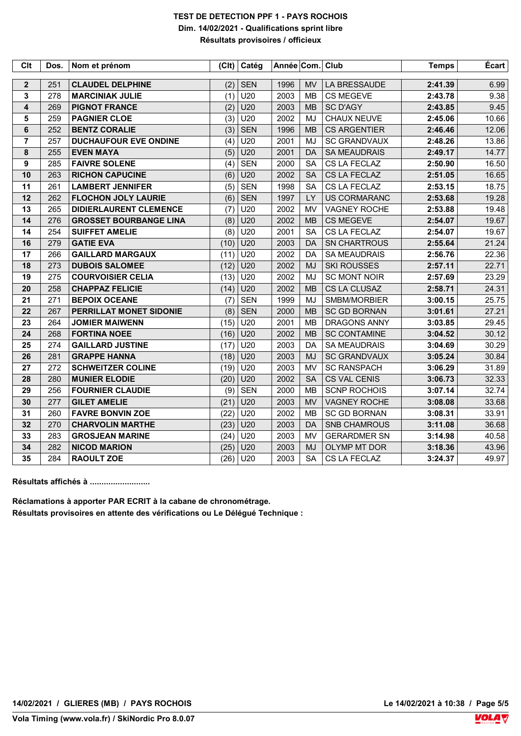**TEST DE DETECTION PPF 1 - PAYS ROCHOIS**
**Dim. 14/02/2021 - Qualifications sprint libre**
**Résultats provisoires / officieux**

| Clt | Dos. | Nom et prénom | (Clt) | Catég | Année | Com. | Club | Temps | Écart |
|---|---|---|---|---|---|---|---|---|---|
| **2** | 251 | **CLAUDEL DELPHINE** | (2) | SEN | 1996 | MV | LA BRESSAUDE | **2:41.39** | 6.99 |
| **3** | 278 | **MARCINIAK JULIE** | (1) | U20 | 2003 | MB | CS MEGEVE | **2:43.78** | 9.38 |
| **4** | 269 | **PIGNOT FRANCE** | (2) | U20 | 2003 | MB | SC D'AGY | **2:43.85** | 9.45 |
| **5** | 259 | **PAGNIER CLOE** | (3) | U20 | 2002 | MJ | CHAUX NEUVE | **2:45.06** | 10.66 |
| **6** | 252 | **BENTZ CORALIE** | (3) | SEN | 1996 | MB | CS ARGENTIER | **2:46.46** | 12.06 |
| **7** | 257 | **DUCHAUFOUR EVE ONDINE** | (4) | U20 | 2001 | MJ | SC GRANDVAUX | **2:48.26** | 13.86 |
| **8** | 255 | **EVEN MAYA** | (5) | U20 | 2001 | DA | SA MEAUDRAIS | **2:49.17** | 14.77 |
| **9** | 285 | **FAIVRE SOLENE** | (4) | SEN | 2000 | SA | CS LA FECLAZ | **2:50.90** | 16.50 |
| **10** | 263 | **RICHON CAPUCINE** | (6) | U20 | 2002 | SA | CS LA FECLAZ | **2:51.05** | 16.65 |
| **11** | 261 | **LAMBERT JENNIFER** | (5) | SEN | 1998 | SA | CS LA FECLAZ | **2:53.15** | 18.75 |
| **12** | 262 | **FLOCHON JOLY LAURIE** | (6) | SEN | 1997 | LY | US CORMARANC | **2:53.68** | 19.28 |
| **13** | 265 | **DIDIERLAURENT CLEMENCE** | (7) | U20 | 2002 | MV | VAGNEY ROCHE | **2:53.88** | 19.48 |
| **14** | 276 | **GROSSET BOURBANGE LINA** | (8) | U20 | 2002 | MB | CS MEGEVE | **2:54.07** | 19.67 |
| **14** | 254 | **SUIFFET AMELIE** | (8) | U20 | 2001 | SA | CS LA FECLAZ | **2:54.07** | 19.67 |
| **16** | 279 | **GATIE EVA** | (10) | U20 | 2003 | DA | SN CHARTROUS | **2:55.64** | 21.24 |
| **17** | 266 | **GAILLARD MARGAUX** | (11) | U20 | 2002 | DA | SA MEAUDRAIS | **2:56.76** | 22.36 |
| **18** | 273 | **DUBOIS SALOMEE** | (12) | U20 | 2002 | MJ | SKI ROUSSES | **2:57.11** | 22.71 |
| **19** | 275 | **COURVOISIER CELIA** | (13) | U20 | 2002 | MJ | SC MONT NOIR | **2:57.69** | 23.29 |
| **20** | 258 | **CHAPPAZ FELICIE** | (14) | U20 | 2002 | MB | CS LA CLUSAZ | **2:58.71** | 24.31 |
| **21** | 271 | **BEPOIX OCEANE** | (7) | SEN | 1999 | MJ | SMBM/MORBIER | **3:00.15** | 25.75 |
| **22** | 267 | **PERRILLAT MONET SIDONIE** | (8) | SEN | 2000 | MB | SC GD BORNAN | **3:01.61** | 27.21 |
| **23** | 264 | **JOMIER MAIWENN** | (15) | U20 | 2001 | MB | DRAGONS ANNY | **3:03.85** | 29.45 |
| **24** | 268 | **FORTINA NOEE** | (16) | U20 | 2002 | MB | SC CONTAMINE | **3:04.52** | 30.12 |
| **25** | 274 | **GAILLARD JUSTINE** | (17) | U20 | 2003 | DA | SA MEAUDRAIS | **3:04.69** | 30.29 |
| **26** | 281 | **GRAPPE HANNA** | (18) | U20 | 2003 | MJ | SC GRANDVAUX | **3:05.24** | 30.84 |
| **27** | 272 | **SCHWEITZER COLINE** | (19) | U20 | 2003 | MV | SC RANSPACH | **3:06.29** | 31.89 |
| **28** | 280 | **MUNIER ELODIE** | (20) | U20 | 2002 | SA | CS VAL CENIS | **3:06.73** | 32.33 |
| **29** | 256 | **FOURNIER CLAUDIE** | (9) | SEN | 2000 | MB | SCNP ROCHOIS | **3:07.14** | 32.74 |
| **30** | 277 | **GILET AMELIE** | (21) | U20 | 2003 | MV | VAGNEY ROCHE | **3:08.08** | 33.68 |
| **31** | 260 | **FAVRE BONVIN ZOE** | (22) | U20 | 2002 | MB | SC GD BORNAN | **3:08.31** | 33.91 |
| **32** | 270 | **CHARVOLIN MARTHE** | (23) | U20 | 2003 | DA | SNB CHAMROUS | **3:11.08** | 36.68 |
| **33** | 283 | **GROSJEAN MARINE** | (24) | U20 | 2003 | MV | GERARDMER SN | **3:14.98** | 40.58 |
| **34** | 282 | **NICOD MARION** | (25) | U20 | 2003 | MJ | OLYMP MT DOR | **3:18.36** | 43.96 |
| **35** | 284 | **RAOULT ZOE** | (26) | U20 | 2003 | SA | CS LA FECLAZ | **3:24.37** | 49.97 |

**Résultats affichés à ..........................**

**Réclamations à apporter PAR ECRIT à la cabane de chronométrage.**
**Résultats provisoires en attente des vérifications ou Le Délégué Technique :**

**14/02/2021 / GLIERES (MB) / PAYS ROCHOIS** — **Le 14/02/2021 à 10:38**

**Vola Timing (www.vola.fr) / SkiNordic Pro 8.0.07**